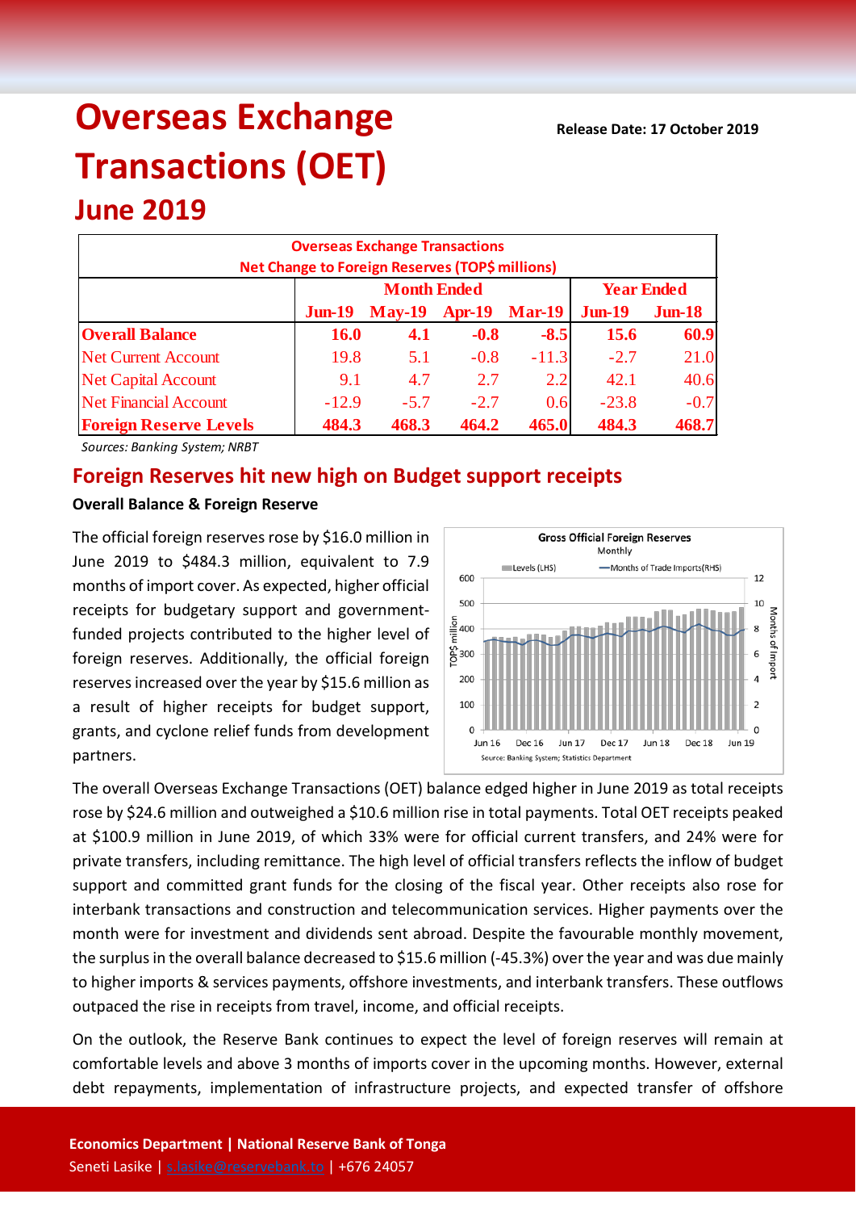# Overseas Exchange Transactions (OET)

## June 2019

**Release Date: 17 October 2019**

| Overseas Exchange Transactions<br>Net Change to Foreign Reserves (TOP$ millions) | | | | | | |
|---|---|---|---|---|---|---|
| | Month Ended | | | | Year Ended | |
| | Jun-19 | May-19 | Apr-19 | Mar-19 | Jun-19 | Jun-18 |
| **Overall Balance** | **16.0** | **4.1** | **-0.8** | **-8.5** | **15.6** | **60.9** |
| Net Current Account | 19.8 | 5.1 | -0.8 | -11.3 | -2.7 | 21.0 |
| Net Capital Account | 9.1 | 4.7 | 2.7 | 2.2 | 42.1 | 40.6 |
| Net Financial Account | -12.9 | -5.7 | -2.7 | 0.6 | -23.8 | -0.7 |
| **Foreign Reserve Levels** | **484.3** | **468.3** | **464.2** | **465.0** | **484.3** | **468.7** |

*Sources: Banking System; NRBT*

## Foreign Reserves hit new high on Budget support receipts

### Overall Balance & Foreign Reserve

The official foreign reserves rose by $16.0 million in June 2019 to $484.3 million, equivalent to 7.9 months of import cover. As expected, higher official receipts for budgetary support and government-funded projects contributed to the higher level of foreign reserves. Additionally, the official foreign reserves increased over the year by $15.6 million as a result of higher receipts for budget support, grants, and cyclone relief funds from development partners.

Gross Official Foreign Reserves
Monthly

Source: Banking System; Statistics Department

The overall Overseas Exchange Transactions (OET) balance edged higher in June 2019 as total receipts rose by $24.6 million and outweighed a $10.6 million rise in total payments. Total OET receipts peaked at $100.9 million in June 2019, of which 33% were for official current transfers, and 24% were for private transfers, including remittance. The high level of official transfers reflects the inflow of budget support and committed grant funds for the closing of the fiscal year. Other receipts also rose for interbank transactions and construction and telecommunication services. Higher payments over the month were for investment and dividends sent abroad. Despite the favourable monthly movement, the surplus in the overall balance decreased to $15.6 million (-45.3%) over the year and was due mainly to higher imports & services payments, offshore investments, and interbank transfers. These outflows outpaced the rise in receipts from travel, income, and official receipts.

On the outlook, the Reserve Bank continues to expect the level of foreign reserves will remain at comfortable levels and above 3 months of imports cover in the upcoming months. However, external debt repayments, implementation of infrastructure projects, and expected transfer of offshore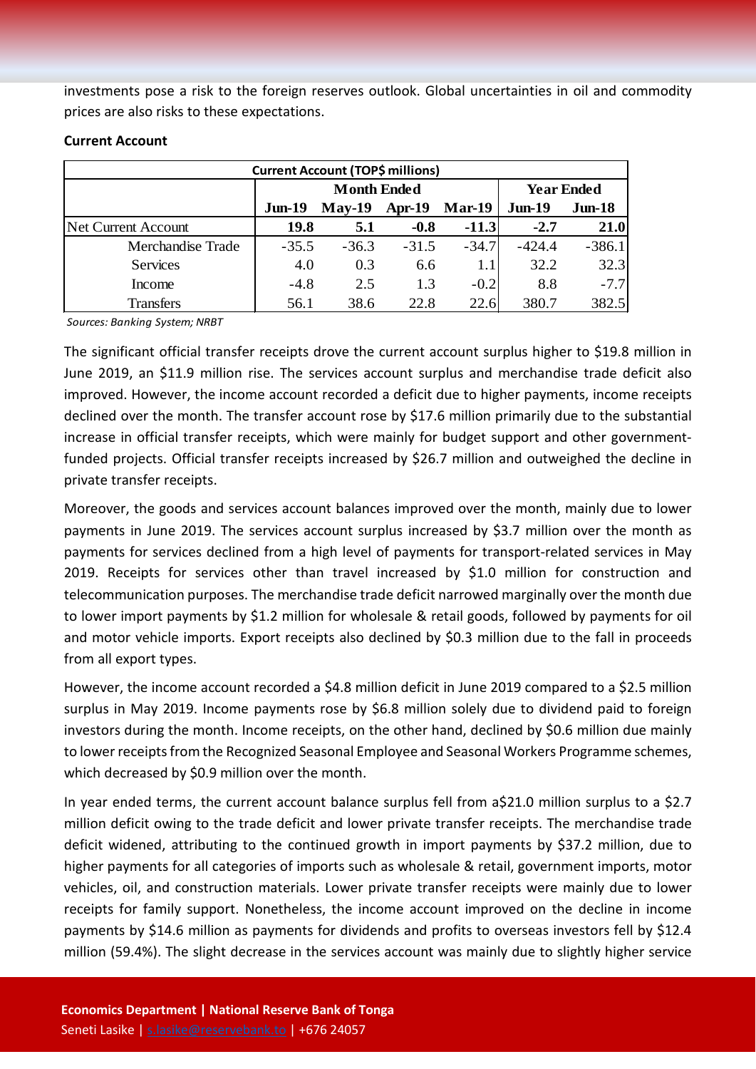investments pose a risk to the foreign reserves outlook. Global uncertainties in oil and commodity prices are also risks to these expectations.

**Current Account**

| Current Account (TOP$ millions) | | | | | | |
|---|---|---|---|---|---|---|
| | Month Ended | | | | Year Ended | |
| | Jun-19 | May-19 | Apr-19 | Mar-19 | Jun-19 | Jun-18 |
| Net Current Account | **19.8** | **5.1** | **-0.8** | **-11.3** | **-2.7** | **21.0** |
| Merchandise Trade | -35.5 | -36.3 | -31.5 | -34.7 | -424.4 | -386.1 |
| Services | 4.0 | 0.3 | 6.6 | 1.1 | 32.2 | 32.3 |
| Income | -4.8 | 2.5 | 1.3 | -0.2 | 8.8 | -7.7 |
| Transfers | 56.1 | 38.6 | 22.8 | 22.6 | 380.7 | 382.5 |

*Sources: Banking System; NRBT*

The significant official transfer receipts drove the current account surplus higher to $19.8 million in June 2019, an $11.9 million rise. The services account surplus and merchandise trade deficit also improved. However, the income account recorded a deficit due to higher payments, income receipts declined over the month. The transfer account rose by $17.6 million primarily due to the substantial increase in official transfer receipts, which were mainly for budget support and other government-funded projects. Official transfer receipts increased by $26.7 million and outweighed the decline in private transfer receipts.

Moreover, the goods and services account balances improved over the month, mainly due to lower payments in June 2019. The services account surplus increased by $3.7 million over the month as payments for services declined from a high level of payments for transport-related services in May 2019. Receipts for services other than travel increased by $1.0 million for construction and telecommunication purposes. The merchandise trade deficit narrowed marginally over the month due to lower import payments by $1.2 million for wholesale & retail goods, followed by payments for oil and motor vehicle imports. Export receipts also declined by $0.3 million due to the fall in proceeds from all export types.

However, the income account recorded a $4.8 million deficit in June 2019 compared to a $2.5 million surplus in May 2019. Income payments rose by $6.8 million solely due to dividend paid to foreign investors during the month. Income receipts, on the other hand, declined by $0.6 million due mainly to lower receipts from the Recognized Seasonal Employee and Seasonal Workers Programme schemes, which decreased by $0.9 million over the month.

In year ended terms, the current account balance surplus fell from a$21.0 million surplus to a $2.7 million deficit owing to the trade deficit and lower private transfer receipts. The merchandise trade deficit widened, attributing to the continued growth in import payments by $37.2 million, due to higher payments for all categories of imports such as wholesale & retail, government imports, motor vehicles, oil, and construction materials. Lower private transfer receipts were mainly due to lower receipts for family support. Nonetheless, the income account improved on the decline in income payments by $14.6 million as payments for dividends and profits to overseas investors fell by $12.4 million (59.4%). The slight decrease in the services account was mainly due to slightly higher service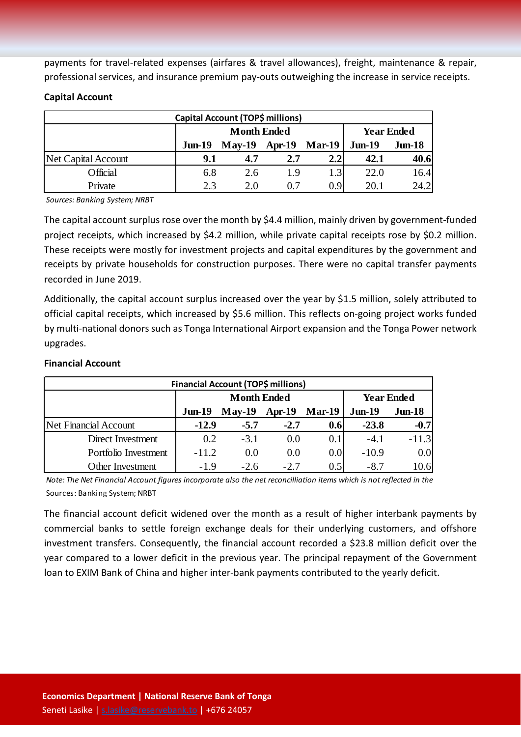payments for travel-related expenses (airfares & travel allowances), freight, maintenance & repair, professional services, and insurance premium pay-outs outweighing the increase in service receipts.

**Capital Account**

| Capital Account (TOP$ millions) | | | | | | |
|---|---|---|---|---|---|---|
| | Month Ended | | | | Year Ended | |
| | Jun-19 | May-19 | Apr-19 | Mar-19 | Jun-19 | Jun-18 |
| **Net Capital Account** | **9.1** | **4.7** | **2.7** | **2.2** | **42.1** | **40.6** |
| Official | 6.8 | 2.6 | 1.9 | 1.3 | 22.0 | 16.4 |
| Private | 2.3 | 2.0 | 0.7 | 0.9 | 20.1 | 24.2 |

*Sources: Banking System; NRBT*

The capital account surplus rose over the month by $4.4 million, mainly driven by government-funded project receipts, which increased by $4.2 million, while private capital receipts rose by $0.2 million. These receipts were mostly for investment projects and capital expenditures by the government and receipts by private households for construction purposes. There were no capital transfer payments recorded in June 2019.

Additionally, the capital account surplus increased over the year by $1.5 million, solely attributed to official capital receipts, which increased by $5.6 million. This reflects on-going project works funded by multi-national donors such as Tonga International Airport expansion and the Tonga Power network upgrades.

**Financial Account**

| Financial Account (TOP$ millions) | | | | | | |
|---|---|---|---|---|---|---|
| | Month Ended | | | | Year Ended | |
| | Jun-19 | May-19 | Apr-19 | Mar-19 | Jun-19 | Jun-18 |
| **Net Financial Account** | **-12.9** | **-5.7** | **-2.7** | **0.6** | **-23.8** | **-0.7** |
| Direct Investment | 0.2 | -3.1 | 0.0 | 0.1 | -4.1 | -11.3 |
| Portfolio Investment | -11.2 | 0.0 | 0.0 | 0.0 | -10.9 | 0.0 |
| Other Investment | -1.9 | -2.6 | -2.7 | 0.5 | -8.7 | 10.6 |

*Note: The Net Financial Account figures incorporate also the net reconcilliation items which is not reflected in the*

Sources: Banking System; NRBT

The financial account deficit widened over the month as a result of higher interbank payments by commercial banks to settle foreign exchange deals for their underlying customers, and offshore investment transfers. Consequently, the financial account recorded a $23.8 million deficit over the year compared to a lower deficit in the previous year. The principal repayment of the Government loan to EXIM Bank of China and higher inter-bank payments contributed to the yearly deficit.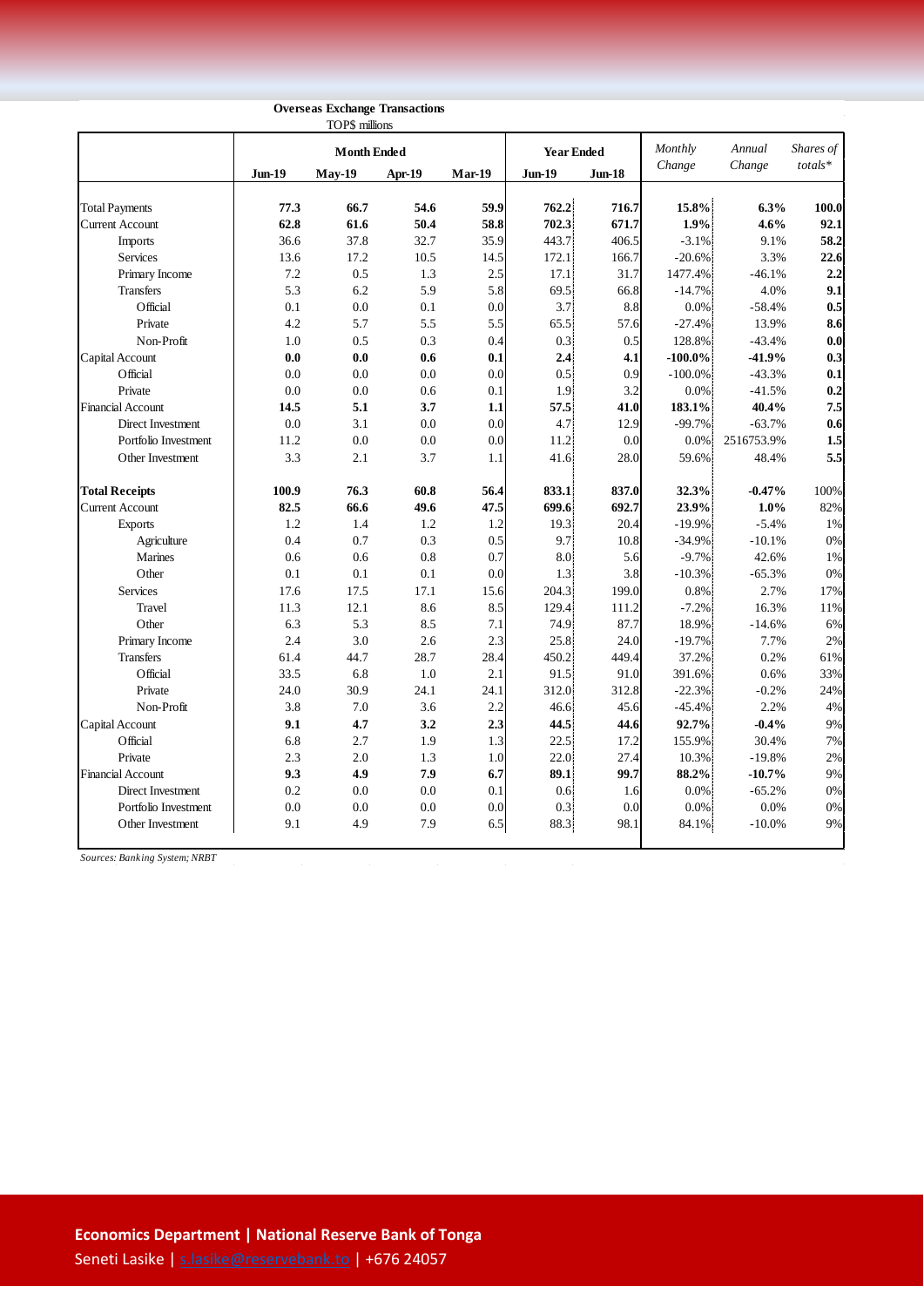**Overseas Exchange Transactions**
TOP$ millions

| | Month Ended | | | | Year Ended | | *Monthly Change* | *Annual Change* | *Shares of totals\** |
|---|---|---|---|---|---|---|---|---|---|
| | **Jun-19** | **May-19** | **Apr-19** | **Mar-19** | **Jun-19** | **Jun-18** | | | |
| Total Payments | **77.3** | **66.7** | **54.6** | **59.9** | **762.2** | **716.7** | **15.8%** | **6.3%** | **100.0** |
| Current Account | **62.8** | **61.6** | **50.4** | **58.8** | **702.3** | **671.7** | **1.9%** | **4.6%** | **92.1** |
| Imports | 36.6 | 37.8 | 32.7 | 35.9 | 443.7 | 406.5 | -3.1% | 9.1% | **58.2** |
| Services | 13.6 | 17.2 | 10.5 | 14.5 | 172.1 | 166.7 | -20.6% | 3.3% | **22.6** |
| Primary Income | 7.2 | 0.5 | 1.3 | 2.5 | 17.1 | 31.7 | 1477.4% | -46.1% | **2.2** |
| Transfers | 5.3 | 6.2 | 5.9 | 5.8 | 69.5 | 66.8 | -14.7% | 4.0% | **9.1** |
| Official | 0.1 | 0.0 | 0.1 | 0.0 | 3.7 | 8.8 | 0.0% | -58.4% | **0.5** |
| Private | 4.2 | 5.7 | 5.5 | 5.5 | 65.5 | 57.6 | -27.4% | 13.9% | **8.6** |
| Non-Profit | 1.0 | 0.5 | 0.3 | 0.4 | 0.3 | 0.5 | 128.8% | -43.4% | **0.0** |
| Capital Account | **0.0** | **0.0** | **0.6** | **0.1** | **2.4** | **4.1** | **-100.0%** | **-41.9%** | **0.3** |
| Official | 0.0 | 0.0 | 0.0 | 0.0 | 0.5 | 0.9 | -100.0% | -43.3% | **0.1** |
| Private | 0.0 | 0.0 | 0.6 | 0.1 | 1.9 | 3.2 | 0.0% | -41.5% | **0.2** |
| Financial Account | **14.5** | **5.1** | **3.7** | **1.1** | **57.5** | **41.0** | **183.1%** | **40.4%** | **7.5** |
| Direct Investment | 0.0 | 3.1 | 0.0 | 0.0 | 4.7 | 12.9 | -99.7% | -63.7% | **0.6** |
| Portfolio Investment | 11.2 | 0.0 | 0.0 | 0.0 | 11.2 | 0.0 | 0.0% | 2516753.9% | **1.5** |
| Other Investment | 3.3 | 2.1 | 3.7 | 1.1 | 41.6 | 28.0 | 59.6% | 48.4% | **5.5** |
| **Total Receipts** | **100.9** | **76.3** | **60.8** | **56.4** | **833.1** | **837.0** | **32.3%** | **-0.47%** | 100% |
| Current Account | **82.5** | **66.6** | **49.6** | **47.5** | **699.6** | **692.7** | **23.9%** | **1.0%** | 82% |
| Exports | 1.2 | 1.4 | 1.2 | 1.2 | 19.3 | 20.4 | -19.9% | -5.4% | 1% |
| Agriculture | 0.4 | 0.7 | 0.3 | 0.5 | 9.7 | 10.8 | -34.9% | -10.1% | 0% |
| Marines | 0.6 | 0.6 | 0.8 | 0.7 | 8.0 | 5.6 | -9.7% | 42.6% | 1% |
| Other | 0.1 | 0.1 | 0.1 | 0.0 | 1.3 | 3.8 | -10.3% | -65.3% | 0% |
| Services | 17.6 | 17.5 | 17.1 | 15.6 | 204.3 | 199.0 | 0.8% | 2.7% | 17% |
| Travel | 11.3 | 12.1 | 8.6 | 8.5 | 129.4 | 111.2 | -7.2% | 16.3% | 11% |
| Other | 6.3 | 5.3 | 8.5 | 7.1 | 74.9 | 87.7 | 18.9% | -14.6% | 6% |
| Primary Income | 2.4 | 3.0 | 2.6 | 2.3 | 25.8 | 24.0 | -19.7% | 7.7% | 2% |
| Transfers | 61.4 | 44.7 | 28.7 | 28.4 | 450.2 | 449.4 | 37.2% | 0.2% | 61% |
| Official | 33.5 | 6.8 | 1.0 | 2.1 | 91.5 | 91.0 | 391.6% | 0.6% | 33% |
| Private | 24.0 | 30.9 | 24.1 | 24.1 | 312.0 | 312.8 | -22.3% | -0.2% | 24% |
| Non-Profit | 3.8 | 7.0 | 3.6 | 2.2 | 46.6 | 45.6 | -45.4% | 2.2% | 4% |
| Capital Account | **9.1** | **4.7** | **3.2** | **2.3** | **44.5** | **44.6** | **92.7%** | **-0.4%** | 9% |
| Official | 6.8 | 2.7 | 1.9 | 1.3 | 22.5 | 17.2 | 155.9% | 30.4% | 7% |
| Private | 2.3 | 2.0 | 1.3 | 1.0 | 22.0 | 27.4 | 10.3% | -19.8% | 2% |
| Financial Account | **9.3** | **4.9** | **7.9** | **6.7** | **89.1** | **99.7** | **88.2%** | **-10.7%** | 9% |
| Direct Investment | 0.2 | 0.0 | 0.0 | 0.1 | 0.6 | 1.6 | 0.0% | -65.2% | 0% |
| Portfolio Investment | 0.0 | 0.0 | 0.0 | 0.0 | 0.3 | 0.0 | 0.0% | 0.0% | 0% |
| Other Investment | 9.1 | 4.9 | 7.9 | 6.5 | 88.3 | 98.1 | 84.1% | -10.0% | 9% |

*Sources: Banking System; NRBT*

**Economics Department | National Reserve Bank of Tonga**
Seneti Lasike | s.lasike@reservebank.to | +676 24057